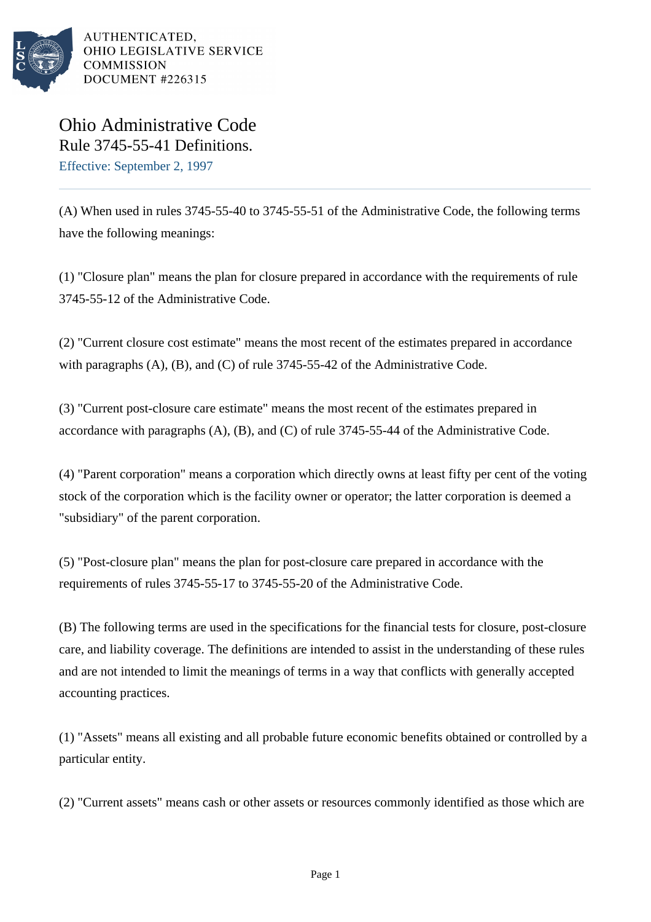AUTHENTICATED,
OHIO LEGISLATIVE SERVICE
COMMISSION
DOCUMENT #226315

# Ohio Administrative Code
## Rule 3745-55-41 Definitions.

Effective: September 2, 1997

(A) When used in rules 3745-55-40 to 3745-55-51 of the Administrative Code, the following terms have the following meanings:

(1) "Closure plan" means the plan for closure prepared in accordance with the requirements of rule 3745-55-12 of the Administrative Code.

(2) "Current closure cost estimate" means the most recent of the estimates prepared in accordance with paragraphs (A), (B), and (C) of rule 3745-55-42 of the Administrative Code.

(3) "Current post-closure care estimate" means the most recent of the estimates prepared in accordance with paragraphs (A), (B), and (C) of rule 3745-55-44 of the Administrative Code.

(4) "Parent corporation" means a corporation which directly owns at least fifty per cent of the voting stock of the corporation which is the facility owner or operator; the latter corporation is deemed a "subsidiary" of the parent corporation.

(5) "Post-closure plan" means the plan for post-closure care prepared in accordance with the requirements of rules 3745-55-17 to 3745-55-20 of the Administrative Code.

(B) The following terms are used in the specifications for the financial tests for closure, post-closure care, and liability coverage. The definitions are intended to assist in the understanding of these rules and are not intended to limit the meanings of terms in a way that conflicts with generally accepted accounting practices.

(1) "Assets" means all existing and all probable future economic benefits obtained or controlled by a particular entity.

(2) "Current assets" means cash or other assets or resources commonly identified as those which are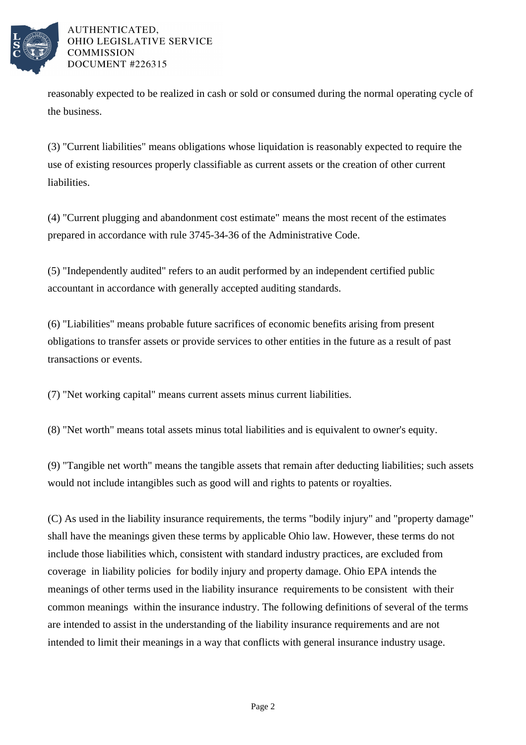reasonably expected to be realized in cash or sold or consumed during the normal operating cycle of the business.

(3) "Current liabilities" means obligations whose liquidation is reasonably expected to require the use of existing resources properly classifiable as current assets or the creation of other current liabilities.

(4) "Current plugging and abandonment cost estimate" means the most recent of the estimates prepared in accordance with rule 3745-34-36 of the Administrative Code.

(5) "Independently audited" refers to an audit performed by an independent certified public accountant in accordance with generally accepted auditing standards.

(6) "Liabilities" means probable future sacrifices of economic benefits arising from present obligations to transfer assets or provide services to other entities in the future as a result of past transactions or events.

(7) "Net working capital" means current assets minus current liabilities.

(8) "Net worth" means total assets minus total liabilities and is equivalent to owner's equity.

(9) "Tangible net worth" means the tangible assets that remain after deducting liabilities; such assets would not include intangibles such as good will and rights to patents or royalties.

(C) As used in the liability insurance requirements, the terms "bodily injury" and "property damage" shall have the meanings given these terms by applicable Ohio law. However, these terms do not include those liabilities which, consistent with standard industry practices, are excluded from coverage in liability policies for bodily injury and property damage. Ohio EPA intends the meanings of other terms used in the liability insurance requirements to be consistent with their common meanings within the insurance industry. The following definitions of several of the terms are intended to assist in the understanding of the liability insurance requirements and are not intended to limit their meanings in a way that conflicts with general insurance industry usage.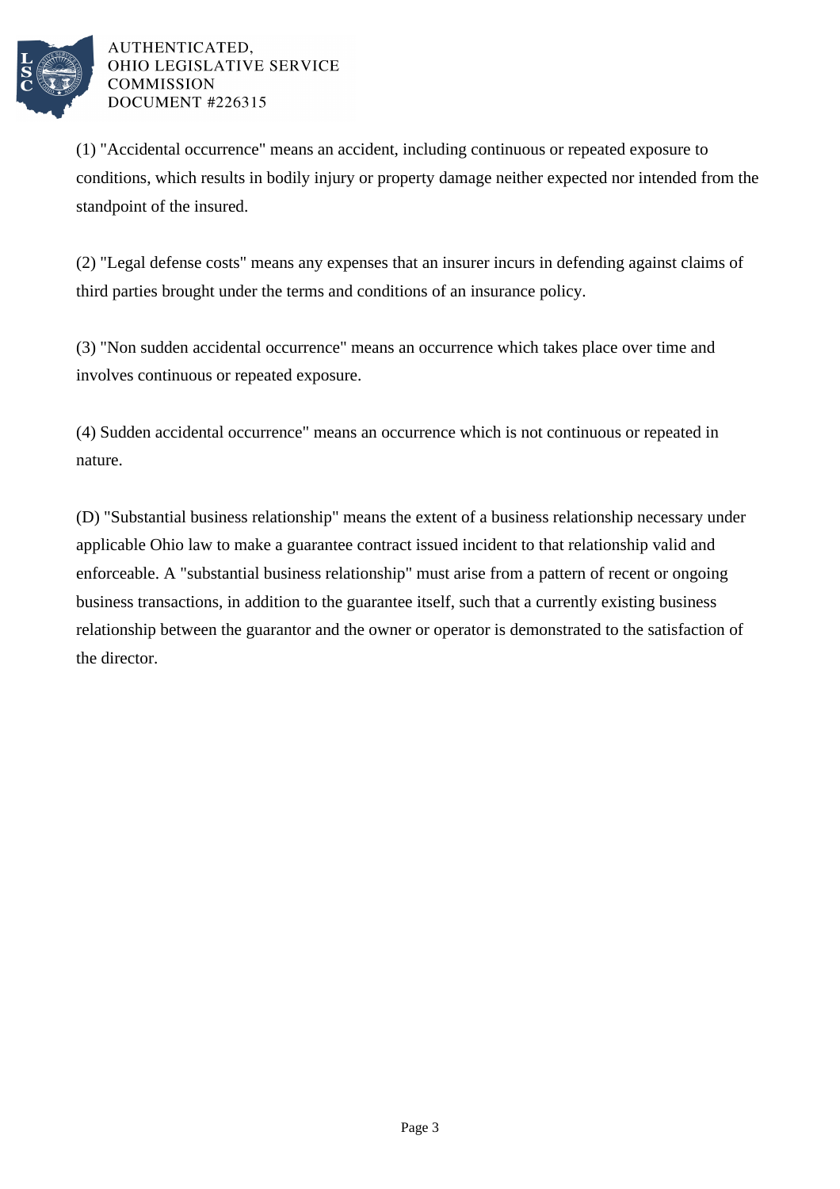(1) "Accidental occurrence" means an accident, including continuous or repeated exposure to conditions, which results in bodily injury or property damage neither expected nor intended from the standpoint of the insured.

(2) "Legal defense costs" means any expenses that an insurer incurs in defending against claims of third parties brought under the terms and conditions of an insurance policy.

(3) "Non sudden accidental occurrence" means an occurrence which takes place over time and involves continuous or repeated exposure.

(4) Sudden accidental occurrence" means an occurrence which is not continuous or repeated in nature.

(D) "Substantial business relationship" means the extent of a business relationship necessary under applicable Ohio law to make a guarantee contract issued incident to that relationship valid and enforceable. A "substantial business relationship" must arise from a pattern of recent or ongoing business transactions, in addition to the guarantee itself, such that a currently existing business relationship between the guarantor and the owner or operator is demonstrated to the satisfaction of the director.